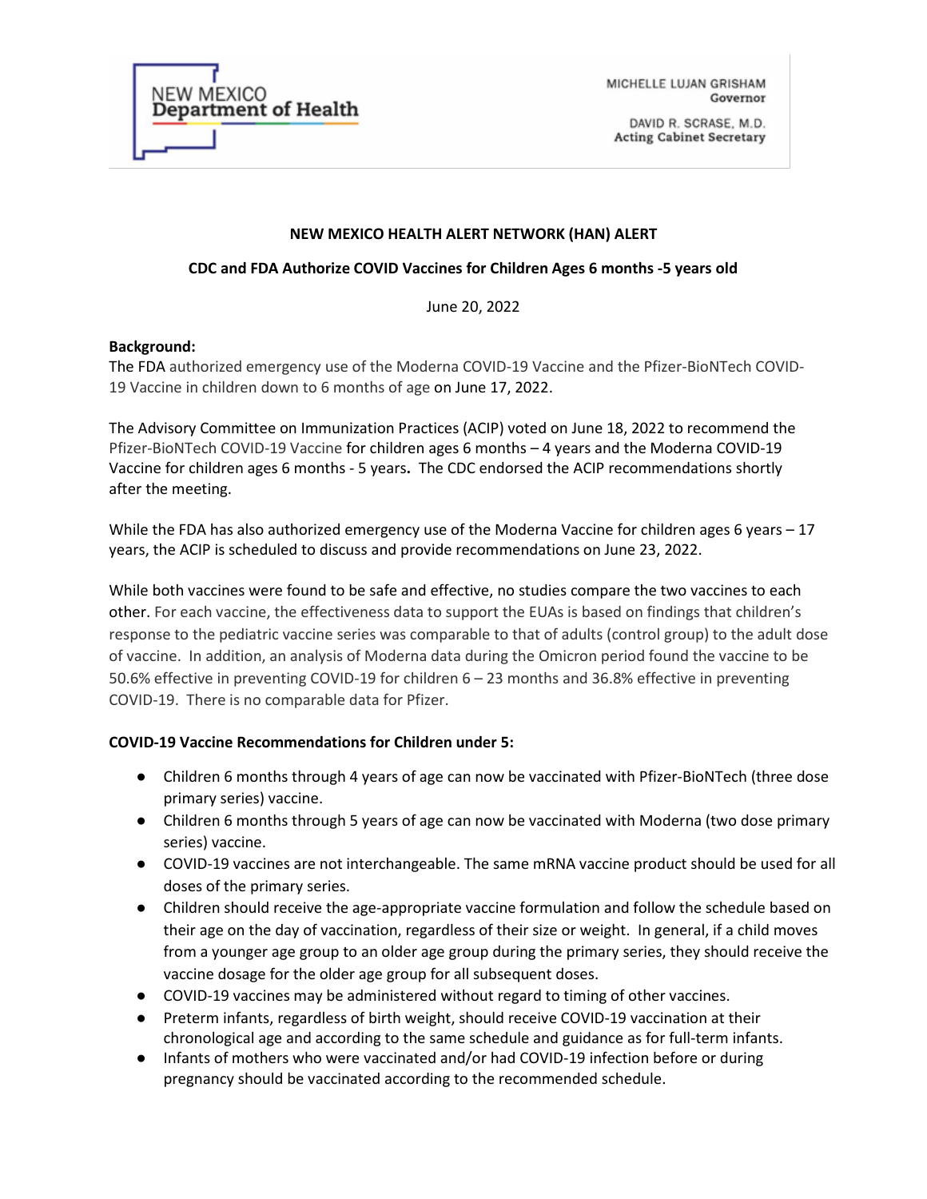NEW MEXICO
Department of Health

MICHELLE LUJAN GRISHAM
Governor

DAVID R. SCRASE, M.D.
Acting Cabinet Secretary

**NEW MEXICO HEALTH ALERT NETWORK (HAN) ALERT**

**CDC and FDA Authorize COVID Vaccines for Children Ages 6 months -5 years old**

June 20, 2022

**Background:**

The FDA authorized emergency use of the Moderna COVID-19 Vaccine and the Pfizer-BioNTech COVID-19 Vaccine in children down to 6 months of age on June 17, 2022.

The Advisory Committee on Immunization Practices (ACIP) voted on June 18, 2022 to recommend the Pfizer-BioNTech COVID-19 Vaccine for children ages 6 months – 4 years and the Moderna COVID-19 Vaccine for children ages 6 months - 5 years**.** The CDC endorsed the ACIP recommendations shortly after the meeting.

While the FDA has also authorized emergency use of the Moderna Vaccine for children ages 6 years – 17 years, the ACIP is scheduled to discuss and provide recommendations on June 23, 2022.

While both vaccines were found to be safe and effective, no studies compare the two vaccines to each other. For each vaccine, the effectiveness data to support the EUAs is based on findings that children's response to the pediatric vaccine series was comparable to that of adults (control group) to the adult dose of vaccine. In addition, an analysis of Moderna data during the Omicron period found the vaccine to be 50.6% effective in preventing COVID-19 for children 6 – 23 months and 36.8% effective in preventing COVID-19. There is no comparable data for Pfizer.

**COVID-19 Vaccine Recommendations for Children under 5:**

- Children 6 months through 4 years of age can now be vaccinated with Pfizer-BioNTech (three dose primary series) vaccine.
- Children 6 months through 5 years of age can now be vaccinated with Moderna (two dose primary series) vaccine.
- COVID-19 vaccines are not interchangeable. The same mRNA vaccine product should be used for all doses of the primary series.
- Children should receive the age-appropriate vaccine formulation and follow the schedule based on their age on the day of vaccination, regardless of their size or weight. In general, if a child moves from a younger age group to an older age group during the primary series, they should receive the vaccine dosage for the older age group for all subsequent doses.
- COVID-19 vaccines may be administered without regard to timing of other vaccines.
- Preterm infants, regardless of birth weight, should receive COVID-19 vaccination at their chronological age and according to the same schedule and guidance as for full-term infants.
- Infants of mothers who were vaccinated and/or had COVID-19 infection before or during pregnancy should be vaccinated according to the recommended schedule.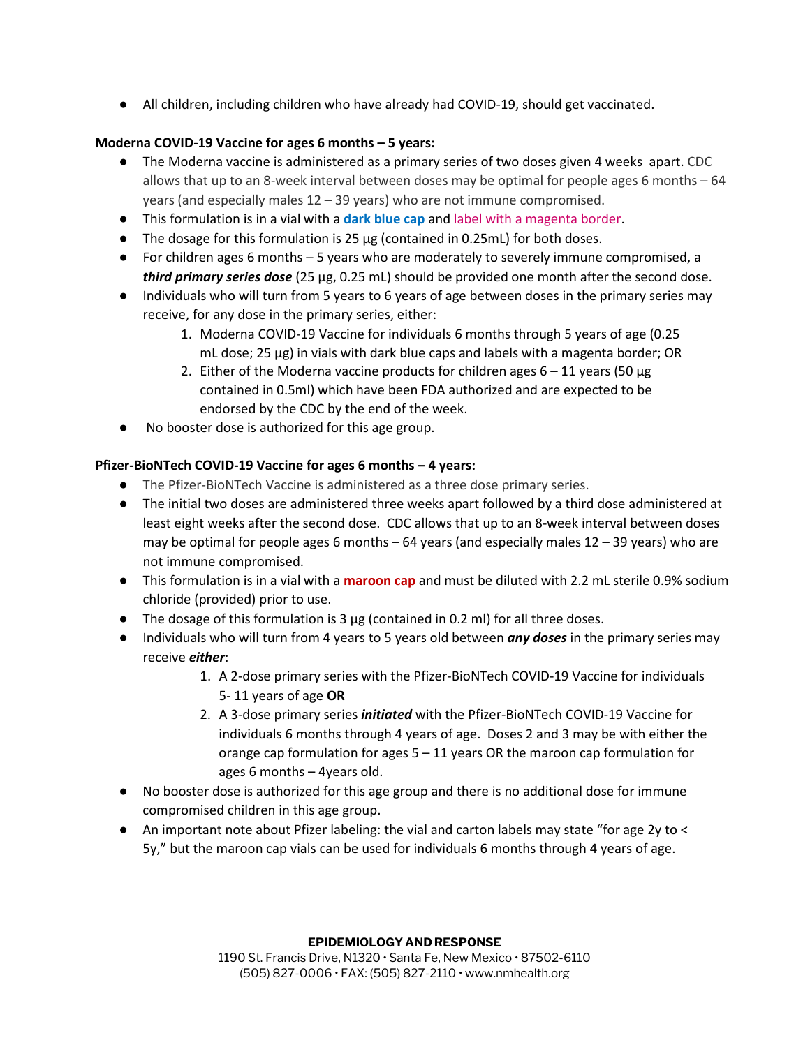- All children, including children who have already had COVID-19, should get vaccinated.

**Moderna COVID-19 Vaccine for ages 6 months – 5 years:**

- The Moderna vaccine is administered as a primary series of two doses given 4 weeks apart. CDC allows that up to an 8-week interval between doses may be optimal for people ages 6 months – 64 years (and especially males 12 – 39 years) who are not immune compromised.
- This formulation is in a vial with a **dark blue cap** and label with a magenta border.
- The dosage for this formulation is 25 µg (contained in 0.25mL) for both doses.
- For children ages 6 months – 5 years who are moderately to severely immune compromised, a ***third primary series dose*** (25 µg, 0.25 mL) should be provided one month after the second dose.
- Individuals who will turn from 5 years to 6 years of age between doses in the primary series may receive, for any dose in the primary series, either:
    1. Moderna COVID-19 Vaccine for individuals 6 months through 5 years of age (0.25 mL dose; 25 µg) in vials with dark blue caps and labels with a magenta border; OR
    2. Either of the Moderna vaccine products for children ages 6 – 11 years (50 µg contained in 0.5ml) which have been FDA authorized and are expected to be endorsed by the CDC by the end of the week.
- No booster dose is authorized for this age group.

**Pfizer-BioNTech COVID-19 Vaccine for ages 6 months – 4 years:**

- The Pfizer-BioNTech Vaccine is administered as a three dose primary series.
- The initial two doses are administered three weeks apart followed by a third dose administered at least eight weeks after the second dose. CDC allows that up to an 8-week interval between doses may be optimal for people ages 6 months – 64 years (and especially males 12 – 39 years) who are not immune compromised.
- This formulation is in a vial with a **maroon cap** and must be diluted with 2.2 mL sterile 0.9% sodium chloride (provided) prior to use.
- The dosage of this formulation is 3 µg (contained in 0.2 ml) for all three doses.
- Individuals who will turn from 4 years to 5 years old between ***any doses*** in the primary series may receive ***either***:
    1. A 2-dose primary series with the Pfizer-BioNTech COVID-19 Vaccine for individuals 5- 11 years of age **OR**
    2. A 3-dose primary series ***initiated*** with the Pfizer-BioNTech COVID-19 Vaccine for individuals 6 months through 4 years of age. Doses 2 and 3 may be with either the orange cap formulation for ages 5 – 11 years OR the maroon cap formulation for ages 6 months – 4years old.
- No booster dose is authorized for this age group and there is no additional dose for immune compromised children in this age group.
- An important note about Pfizer labeling: the vial and carton labels may state "for age 2y to < 5y," but the maroon cap vials can be used for individuals 6 months through 4 years of age.

**EPIDEMIOLOGY AND RESPONSE**
1190 St. Francis Drive, N1320 • Santa Fe, New Mexico • 87502-6110
(505) 827-0006 • FAX: (505) 827-2110 • www.nmhealth.org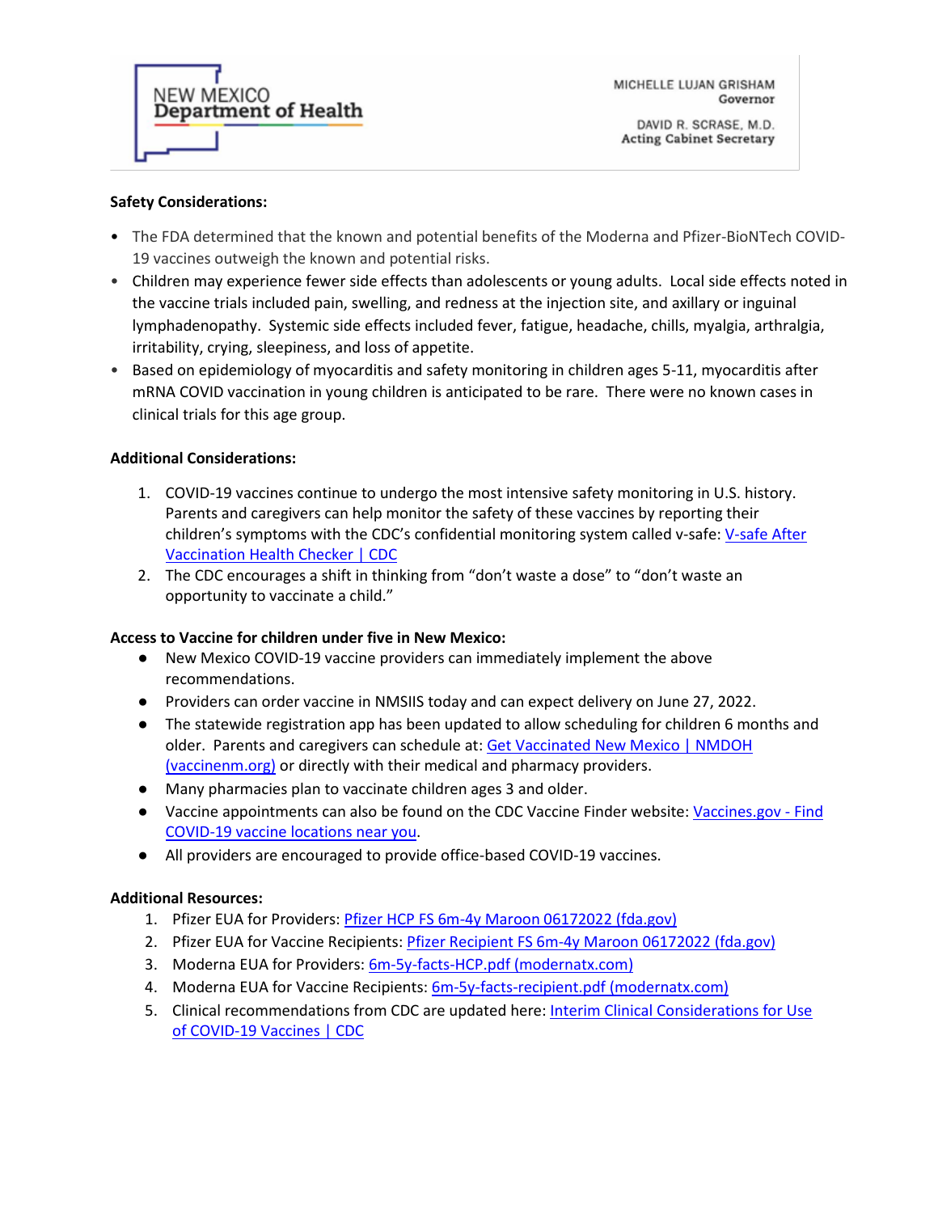**Safety Considerations:**

- The FDA determined that the known and potential benefits of the Moderna and Pfizer-BioNTech COVID-19 vaccines outweigh the known and potential risks.
- Children may experience fewer side effects than adolescents or young adults. Local side effects noted in the vaccine trials included pain, swelling, and redness at the injection site, and axillary or inguinal lymphadenopathy. Systemic side effects included fever, fatigue, headache, chills, myalgia, arthralgia, irritability, crying, sleepiness, and loss of appetite.
- Based on epidemiology of myocarditis and safety monitoring in children ages 5-11, myocarditis after mRNA COVID vaccination in young children is anticipated to be rare. There were no known cases in clinical trials for this age group.

**Additional Considerations:**

1. COVID-19 vaccines continue to undergo the most intensive safety monitoring in U.S. history. Parents and caregivers can help monitor the safety of these vaccines by reporting their children's symptoms with the CDC's confidential monitoring system called v-safe: V-safe After Vaccination Health Checker | CDC
2. The CDC encourages a shift in thinking from "don't waste a dose" to "don't waste an opportunity to vaccinate a child."

**Access to Vaccine for children under five in New Mexico:**

- New Mexico COVID-19 vaccine providers can immediately implement the above recommendations.
- Providers can order vaccine in NMSIIS today and can expect delivery on June 27, 2022.
- The statewide registration app has been updated to allow scheduling for children 6 months and older. Parents and caregivers can schedule at: Get Vaccinated New Mexico | NMDOH (vaccinenm.org) or directly with their medical and pharmacy providers.
- Many pharmacies plan to vaccinate children ages 3 and older.
- Vaccine appointments can also be found on the CDC Vaccine Finder website: Vaccines.gov - Find COVID-19 vaccine locations near you.
- All providers are encouraged to provide office-based COVID-19 vaccines.

**Additional Resources:**

1. Pfizer EUA for Providers: Pfizer HCP FS 6m-4y Maroon 06172022 (fda.gov)
2. Pfizer EUA for Vaccine Recipients: Pfizer Recipient FS 6m-4y Maroon 06172022 (fda.gov)
3. Moderna EUA for Providers: 6m-5y-facts-HCP.pdf (modernatx.com)
4. Moderna EUA for Vaccine Recipients: 6m-5y-facts-recipient.pdf (modernatx.com)
5. Clinical recommendations from CDC are updated here: Interim Clinical Considerations for Use of COVID-19 Vaccines | CDC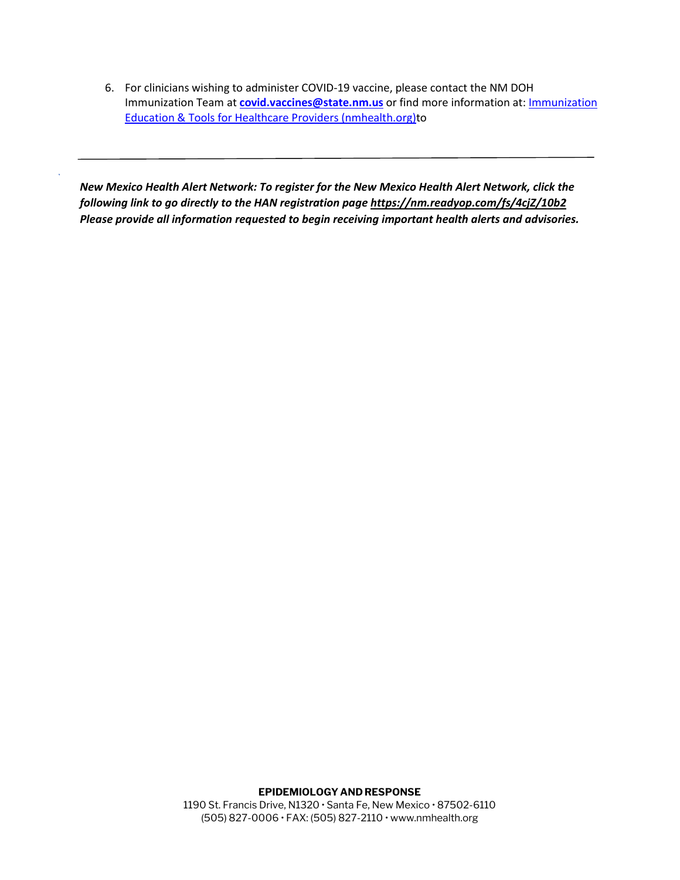6. For clinicians wishing to administer COVID-19 vaccine, please contact the NM DOH Immunization Team at **covid.vaccines@state.nm.us** or find more information at: Immunization Education & Tools for Healthcare Providers (nmhealth.org)to

---

***New Mexico Health Alert Network: To register for the New Mexico Health Alert Network, click the following link to go directly to the HAN registration page https://nm.readyop.com/fs/4cjZ/10b2 Please provide all information requested to begin receiving important health alerts and advisories.***

**EPIDEMIOLOGY AND RESPONSE**
1190 St. Francis Drive, N1320 • Santa Fe, New Mexico • 87502-6110
(505) 827-0006 • FAX: (505) 827-2110 • www.nmhealth.org